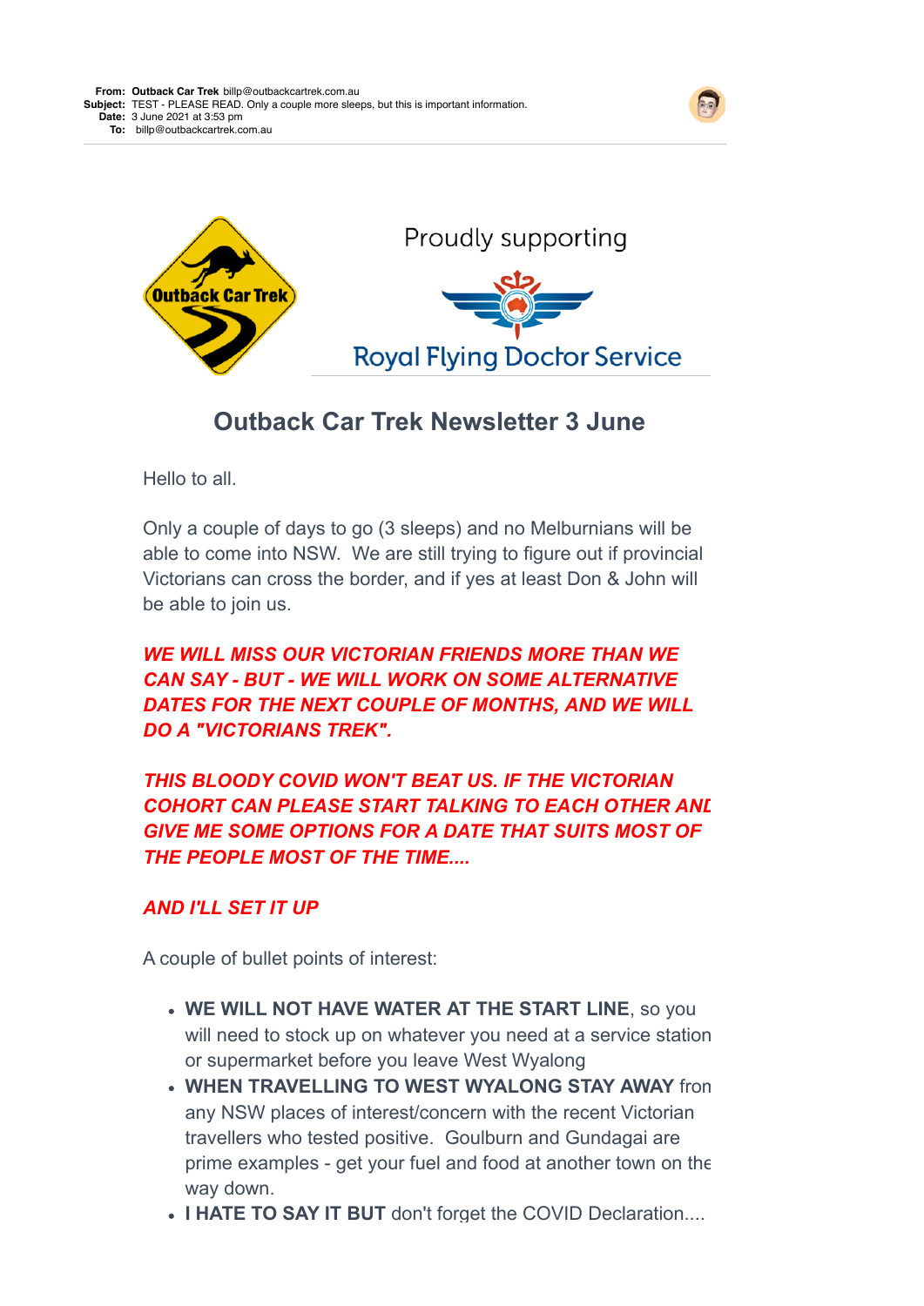**From:** **Outback Car Trek** billp@outbackcartrek.com.au
**Subject:** TEST - PLEASE READ. Only a couple more sleeps, but this is important information.
**Date:** 3 June 2021 at 3:53 pm
**To:** billp@outbackcartrek.com.au

Outback Car Trek

Proudly supporting

Royal Flying Doctor Service

## Outback Car Trek Newsletter 3 June

Hello to all.

Only a couple of days to go (3 sleeps) and no Melburnians will be able to come into NSW. We are still trying to figure out if provincial Victorians can cross the border, and if yes at least Don & John will be able to join us.

***WE WILL MISS OUR VICTORIAN FRIENDS MORE THAN WE CAN SAY - BUT - WE WILL WORK ON SOME ALTERNATIVE DATES FOR THE NEXT COUPLE OF MONTHS, AND WE WILL DO A "VICTORIANS TREK".***

***THIS BLOODY COVID WON'T BEAT US. IF THE VICTORIAN COHORT CAN PLEASE START TALKING TO EACH OTHER AND GIVE ME SOME OPTIONS FOR A DATE THAT SUITS MOST OF THE PEOPLE MOST OF THE TIME....***

***AND I'LL SET IT UP***

A couple of bullet points of interest:

- **WE WILL NOT HAVE WATER AT THE START LINE**, so you will need to stock up on whatever you need at a service station or supermarket before you leave West Wyalong
- **WHEN TRAVELLING TO WEST WYALONG STAY AWAY** from any NSW places of interest/concern with the recent Victorian travellers who tested positive. Goulburn and Gundagai are prime examples - get your fuel and food at another town on the way down.
- **I HATE TO SAY IT BUT** don't forget the COVID Declaration....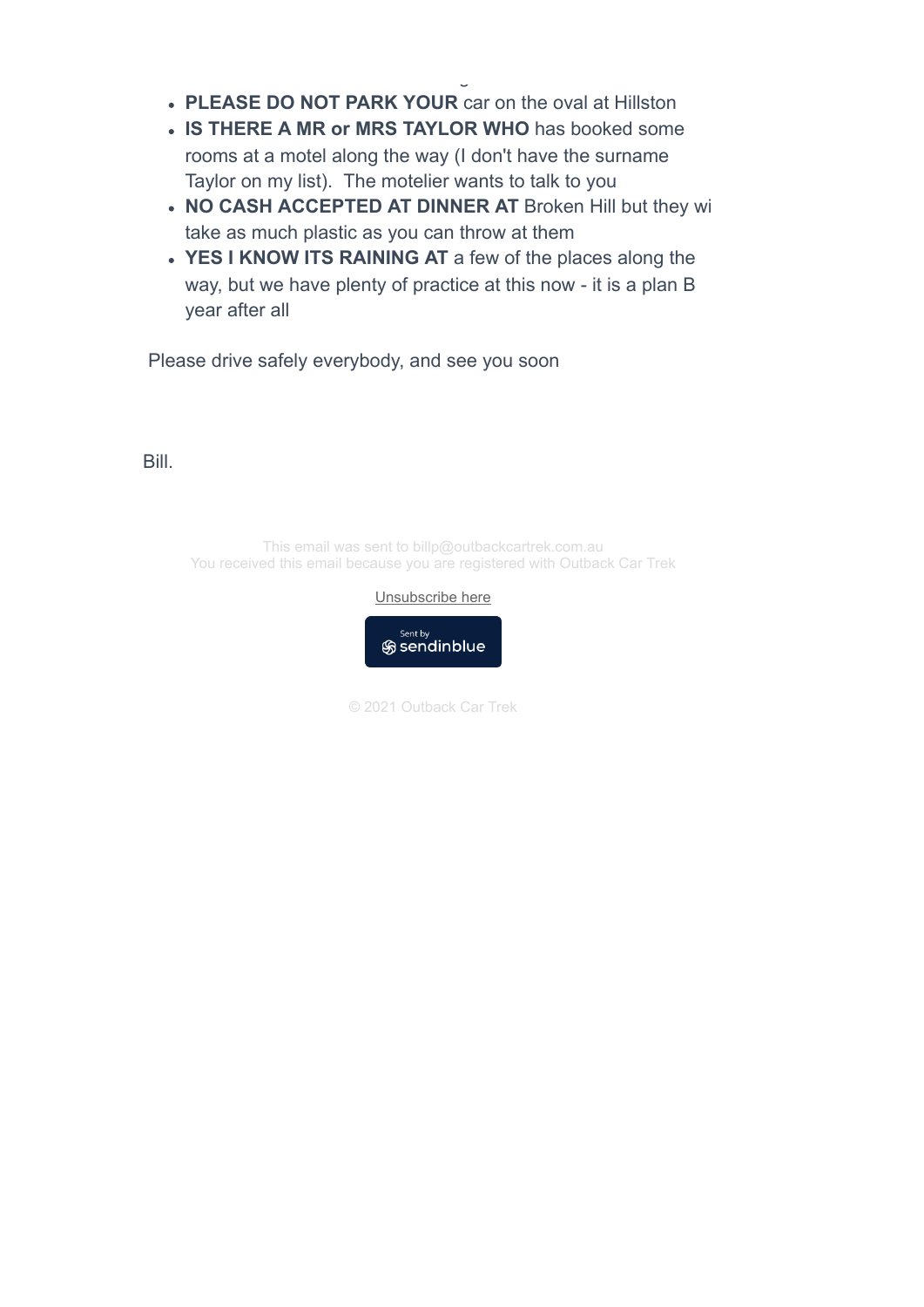- **PLEASE DO NOT PARK YOUR** car on the oval at Hillston
- **IS THERE A MR or MRS TAYLOR WHO** has booked some rooms at a motel along the way (I don't have the surname Taylor on my list). The motelier wants to talk to you
- **NO CASH ACCEPTED AT DINNER AT** Broken Hill but they wi take as much plastic as you can throw at them
- **YES I KNOW ITS RAINING AT** a few of the places along the way, but we have plenty of practice at this now - it is a plan B year after all

Please drive safely everybody, and see you soon

Bill.

This email was sent to billp@outbackcartrek.com.au
You received this email because you are registered with Outback Car Trek

Unsubscribe here

Sent by sendinblue

© 2021 Outback Car Trek